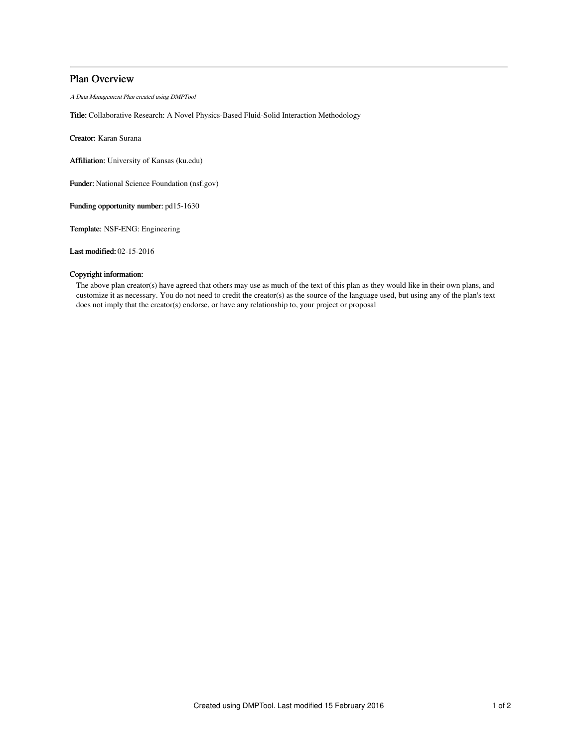# Plan Overview

*A Data Management Plan created using DMPTool*

**Title:** Collaborative Research: A Novel Physics-Based Fluid-Solid Interaction Methodology

**Creator:** Karan Surana

**Affiliation:** University of Kansas (ku.edu)

**Funder:** National Science Foundation (nsf.gov)

**Funding opportunity number:** pd15-1630

**Template:** NSF-ENG: Engineering

**Last modified:** 02-15-2016

**Copyright information:**

The above plan creator(s) have agreed that others may use as much of the text of this plan as they would like in their own plans, and customize it as necessary. You do not need to credit the creator(s) as the source of the language used, but using any of the plan's text does not imply that the creator(s) endorse, or have any relationship to, your project or proposal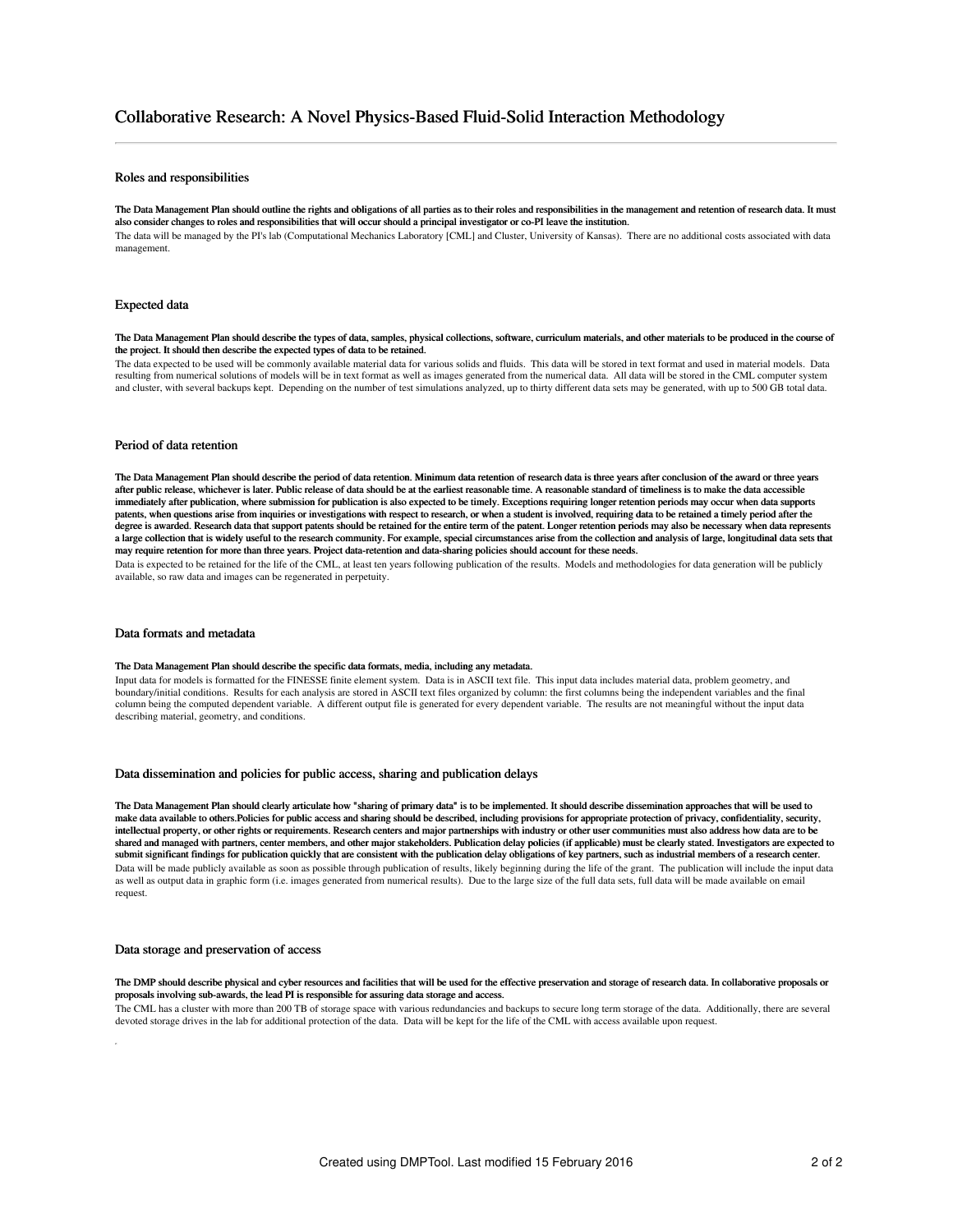# Collaborative Research: A Novel Physics-Based Fluid-Solid Interaction Methodology

## Roles and responsibilities

**The Data Management Plan should outline the rights and obligations of all parties as to their roles and responsibilities in the management and retention of research data. It must also consider changes to roles and responsibilities that will occur should a principal investigator or co-PI leave the institution.**

The data will be managed by the PI's lab (Computational Mechanics Laboratory [CML] and Cluster, University of Kansas). There are no additional costs associated with data management.

## Expected data

**The Data Management Plan should describe the types of data, samples, physical collections, software, curriculum materials, and other materials to be produced in the course of the project. It should then describe the expected types of data to be retained.**

The data expected to be used will be commonly available material data for various solids and fluids. This data will be stored in text format and used in material models. Data resulting from numerical solutions of models will be in text format as well as images generated from the numerical data. All data will be stored in the CML computer system and cluster, with several backups kept. Depending on the number of test simulations analyzed, up to thirty different data sets may be generated, with up to 500 GB total data.

## Period of data retention

**The Data Management Plan should describe the period of data retention. Minimum data retention of research data is three years after conclusion of the award or three years after public release, whichever is later. Public release of data should be at the earliest reasonable time. A reasonable standard of timeliness is to make the data accessible immediately after publication, where submission for publication is also expected to be timely. Exceptions requiring longer retention periods may occur when data supports patents, when questions arise from inquiries or investigations with respect to research, or when a student is involved, requiring data to be retained a timely period after the degree is awarded. Research data that support patents should be retained for the entire term of the patent. Longer retention periods may also be necessary when data represents a large collection that is widely useful to the research community. For example, special circumstances arise from the collection and analysis of large, longitudinal data sets that may require retention for more than three years. Project data-retention and data-sharing policies should account for these needs.**

Data is expected to be retained for the life of the CML, at least ten years following publication of the results. Models and methodologies for data generation will be publicly available, so raw data and images can be regenerated in perpetuity.

## Data formats and metadata

**The Data Management Plan should describe the specific data formats, media, including any metadata.**

Input data for models is formatted for the FINESSE finite element system. Data is in ASCII text file. This input data includes material data, problem geometry, and boundary/initial conditions. Results for each analysis are stored in ASCII text files organized by column: the first columns being the independent variables and the final column being the computed dependent variable. A different output file is generated for every dependent variable. The results are not meaningful without the input data describing material, geometry, and conditions.

## Data dissemination and policies for public access, sharing and publication delays

**The Data Management Plan should clearly articulate how "sharing of primary data" is to be implemented. It should describe dissemination approaches that will be used to make data available to others.Policies for public access and sharing should be described, including provisions for appropriate protection of privacy, confidentiality, security, intellectual property, or other rights or requirements. Research centers and major partnerships with industry or other user communities must also address how data are to be shared and managed with partners, center members, and other major stakeholders. Publication delay policies (if applicable) must be clearly stated. Investigators are expected to submit significant findings for publication quickly that are consistent with the publication delay obligations of key partners, such as industrial members of a research center.**

Data will be made publicly available as soon as possible through publication of results, likely beginning during the life of the grant. The publication will include the input data as well as output data in graphic form (i.e. images generated from numerical results). Due to the large size of the full data sets, full data will be made available on email request.

## Data storage and preservation of access

**The DMP should describe physical and cyber resources and facilities that will be used for the effective preservation and storage of research data. In collaborative proposals or proposals involving sub-awards, the lead PI is responsible for assuring data storage and access.**

The CML has a cluster with more than 200 TB of storage space with various redundancies and backups to secure long term storage of the data. Additionally, there are several devoted storage drives in the lab for additional protection of the data. Data will be kept for the life of the CML with access available upon request.

.

Created using DMPTool. Last modified 15 February 2016